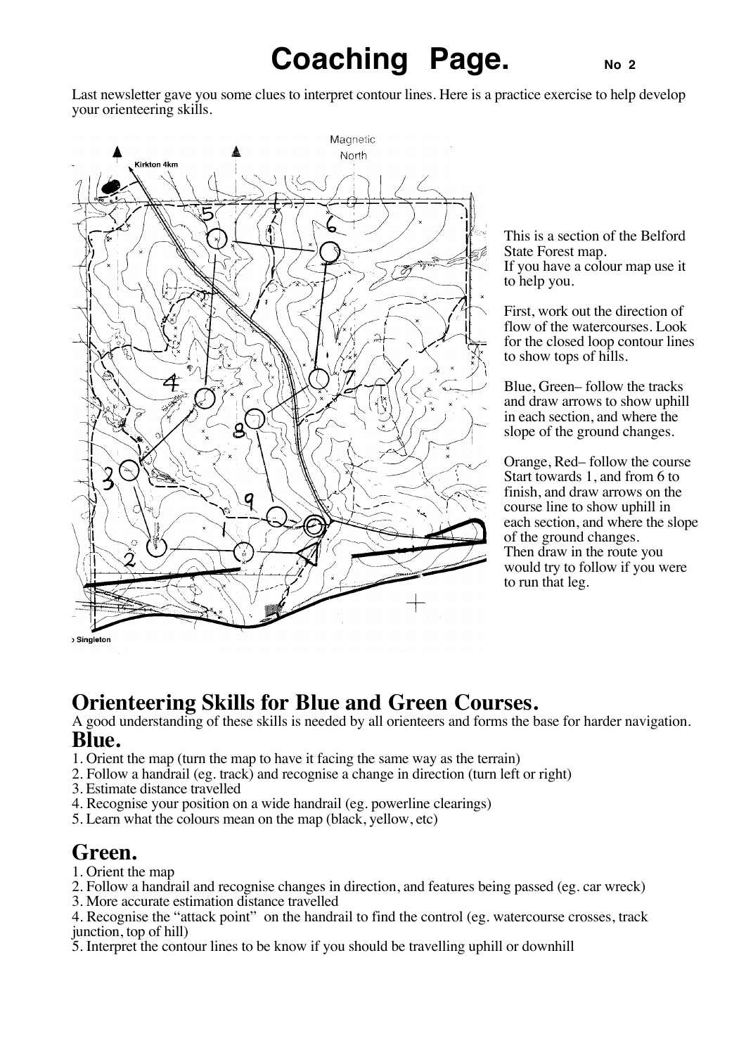# Coaching Page. No 2

Last newsletter gave you some clues to interpret contour lines. Here is a practice exercise to help develop your orienteering skills.

This is a section of the Belford State Forest map.
If you have a colour map use it to help you.

First, work out the direction of flow of the watercourses. Look for the closed loop contour lines to show tops of hills.

Blue, Green– follow the tracks and draw arrows to show uphill in each section, and where the slope of the ground changes.

Orange, Red– follow the course Start towards 1, and from 6 to finish, and draw arrows on the course line to show uphill in each section, and where the slope of the ground changes.
Then draw in the route you would try to follow if you were to run that leg.

## Orienteering Skills for Blue and Green Courses.

A good understanding of these skills is needed by all orienteers and forms the base for harder navigation.

### Blue.

1. Orient the map (turn the map to have it facing the same way as the terrain)
2. Follow a handrail (eg. track) and recognise a change in direction (turn left or right)
3. Estimate distance travelled
4. Recognise your position on a wide handrail (eg. powerline clearings)
5. Learn what the colours mean on the map (black, yellow, etc)

### Green.

1. Orient the map
2. Follow a handrail and recognise changes in direction, and features being passed (eg. car wreck)
3. More accurate estimation distance travelled
4. Recognise the "attack point" on the handrail to find the control (eg. watercourse crosses, track junction, top of hill)
5. Interpret the contour lines to be know if you should be travelling uphill or downhill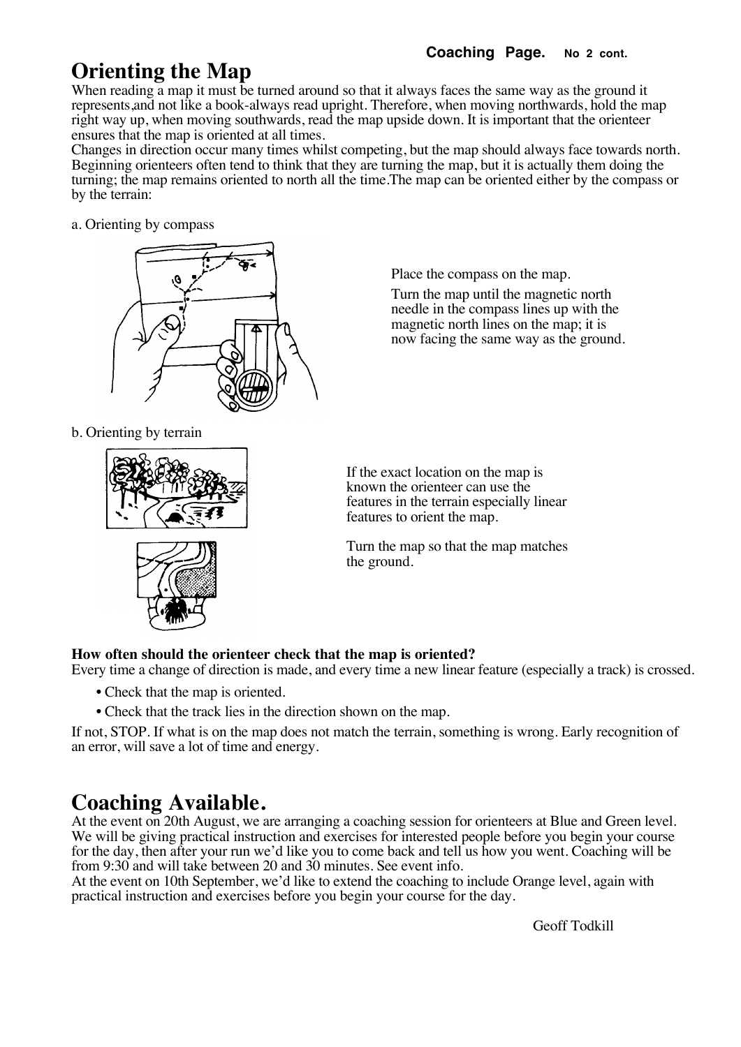Coaching Page. No 2 cont.

# Orienting the Map

When reading a map it must be turned around so that it always faces the same way as the ground it represents,and not like a book-always read upright. Therefore, when moving northwards, hold the map right way up, when moving southwards, read the map upside down. It is important that the orienteer ensures that the map is oriented at all times.

Changes in direction occur many times whilst competing, but the map should always face towards north. Beginning orienteers often tend to think that they are turning the map, but it is actually them doing the turning; the map remains oriented to north all the time.The map can be oriented either by the compass or by the terrain:

a. Orienting by compass

Place the compass on the map.

Turn the map until the magnetic north needle in the compass lines up with the magnetic north lines on the map; it is now facing the same way as the ground.

b. Orienting by terrain

If the exact location on the map is known the orienteer can use the features in the terrain especially linear features to orient the map.

Turn the map so that the map matches the ground.

**How often should the orienteer check that the map is oriented?**

Every time a change of direction is made, and every time a new linear feature (especially a track) is crossed.

- Check that the map is oriented.
- Check that the track lies in the direction shown on the map.

If not, STOP. If what is on the map does not match the terrain, something is wrong. Early recognition of an error, will save a lot of time and energy.

# Coaching Available.

At the event on 20th August, we are arranging a coaching session for orienteers at Blue and Green level. We will be giving practical instruction and exercises for interested people before you begin your course for the day, then after your run we'd like you to come back and tell us how you went. Coaching will be from 9:30 and will take between 20 and 30 minutes. See event info.

At the event on 10th September, we'd like to extend the coaching to include Orange level, again with practical instruction and exercises before you begin your course for the day.

Geoff Todkill